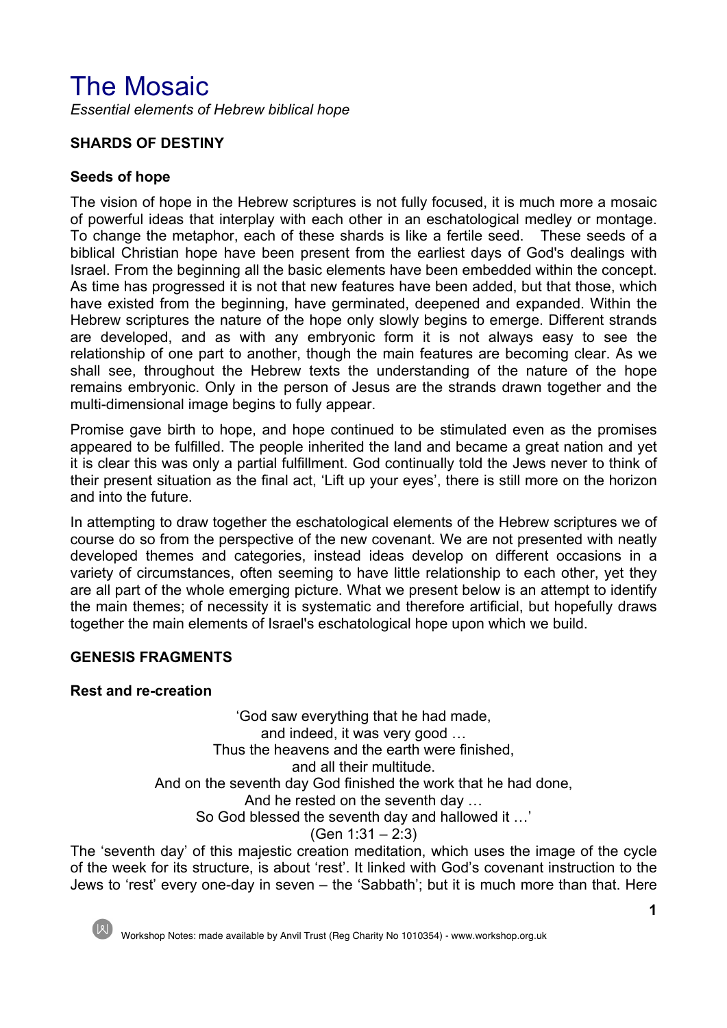# The Mosaic

*Essential elements of Hebrew biblical hope*

## SHARDS OF DESTINY

### Seeds of hope

The vision of hope in the Hebrew scriptures is not fully focused, it is much more a mosaic of powerful ideas that interplay with each other in an eschatological medley or montage. To change the metaphor, each of these shards is like a fertile seed. These seeds of a biblical Christian hope have been present from the earliest days of God's dealings with Israel. From the beginning all the basic elements have been embedded within the concept. As time has progressed it is not that new features have been added, but that those, which have existed from the beginning, have germinated, deepened and expanded. Within the Hebrew scriptures the nature of the hope only slowly begins to emerge. Different strands are developed, and as with any embryonic form it is not always easy to see the relationship of one part to another, though the main features are becoming clear. As we shall see, throughout the Hebrew texts the understanding of the nature of the hope remains embryonic. Only in the person of Jesus are the strands drawn together and the multi-dimensional image begins to fully appear.

Promise gave birth to hope, and hope continued to be stimulated even as the promises appeared to be fulfilled. The people inherited the land and became a great nation and yet it is clear this was only a partial fulfillment. God continually told the Jews never to think of their present situation as the final act, 'Lift up your eyes', there is still more on the horizon and into the future.

In attempting to draw together the eschatological elements of the Hebrew scriptures we of course do so from the perspective of the new covenant. We are not presented with neatly developed themes and categories, instead ideas develop on different occasions in a variety of circumstances, often seeming to have little relationship to each other, yet they are all part of the whole emerging picture. What we present below is an attempt to identify the main themes; of necessity it is systematic and therefore artificial, but hopefully draws together the main elements of Israel's eschatological hope upon which we build.

## GENESIS FRAGMENTS

### Rest and re-creation

'God saw everything that he had made,
and indeed, it was very good …
Thus the heavens and the earth were finished,
and all their multitude.
And on the seventh day God finished the work that he had done,
And he rested on the seventh day …
So God blessed the seventh day and hallowed it …'
(Gen 1:31 – 2:3)

The 'seventh day' of this majestic creation meditation, which uses the image of the cycle of the week for its structure, is about 'rest'. It linked with God's covenant instruction to the Jews to 'rest' every one-day in seven – the 'Sabbath'; but it is much more than that. Here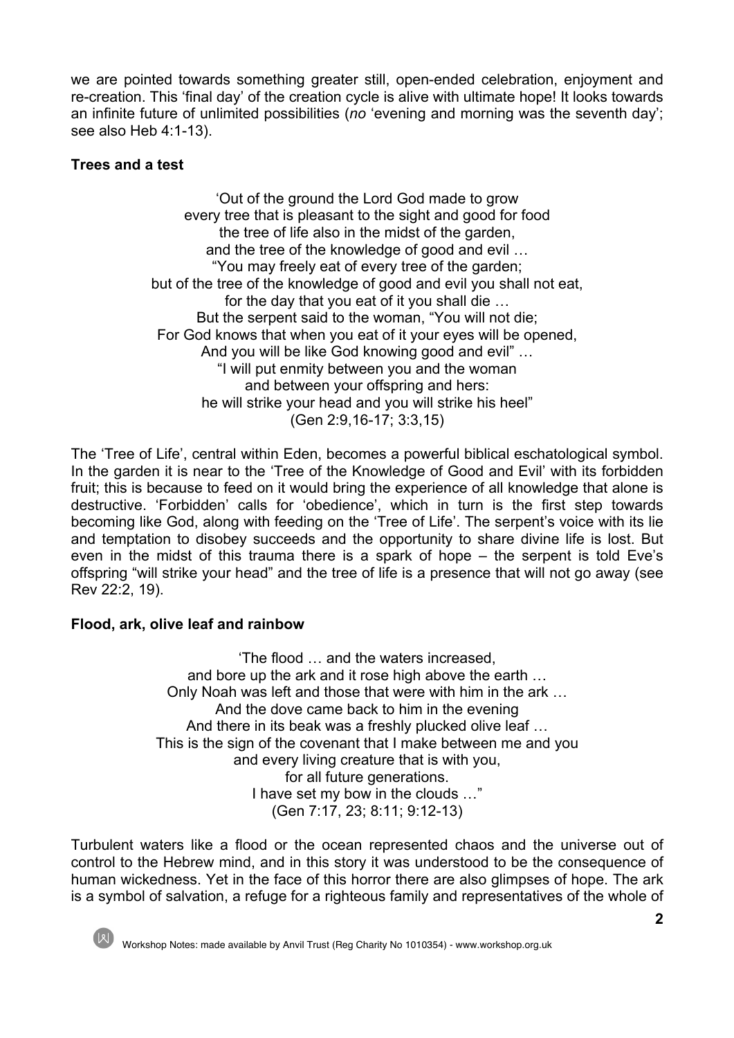we are pointed towards something greater still, open-ended celebration, enjoyment and re-creation. This 'final day' of the creation cycle is alive with ultimate hope! It looks towards an infinite future of unlimited possibilities (*no* 'evening and morning was the seventh day'; see also Heb 4:1-13).

**Trees and a test**

'Out of the ground the Lord God made to grow
every tree that is pleasant to the sight and good for food
the tree of life also in the midst of the garden,
and the tree of the knowledge of good and evil …
"You may freely eat of every tree of the garden;
but of the tree of the knowledge of good and evil you shall not eat,
for the day that you eat of it you shall die …
But the serpent said to the woman, "You will not die;
For God knows that when you eat of it your eyes will be opened,
And you will be like God knowing good and evil" …
"I will put enmity between you and the woman
and between your offspring and hers:
he will strike your head and you will strike his heel"
(Gen 2:9,16-17; 3:3,15)

The 'Tree of Life', central within Eden, becomes a powerful biblical eschatological symbol. In the garden it is near to the 'Tree of the Knowledge of Good and Evil' with its forbidden fruit; this is because to feed on it would bring the experience of all knowledge that alone is destructive. 'Forbidden' calls for 'obedience', which in turn is the first step towards becoming like God, along with feeding on the 'Tree of Life'. The serpent's voice with its lie and temptation to disobey succeeds and the opportunity to share divine life is lost. But even in the midst of this trauma there is a spark of hope – the serpent is told Eve's offspring "will strike your head" and the tree of life is a presence that will not go away (see Rev 22:2, 19).

**Flood, ark, olive leaf and rainbow**

'The flood … and the waters increased,
and bore up the ark and it rose high above the earth …
Only Noah was left and those that were with him in the ark …
And the dove came back to him in the evening
And there in its beak was a freshly plucked olive leaf …
This is the sign of the covenant that I make between me and you
and every living creature that is with you,
for all future generations.
I have set my bow in the clouds …"
(Gen 7:17, 23; 8:11; 9:12-13)

Turbulent waters like a flood or the ocean represented chaos and the universe out of control to the Hebrew mind, and in this story it was understood to be the consequence of human wickedness. Yet in the face of this horror there are also glimpses of hope. The ark is a symbol of salvation, a refuge for a righteous family and representatives of the whole of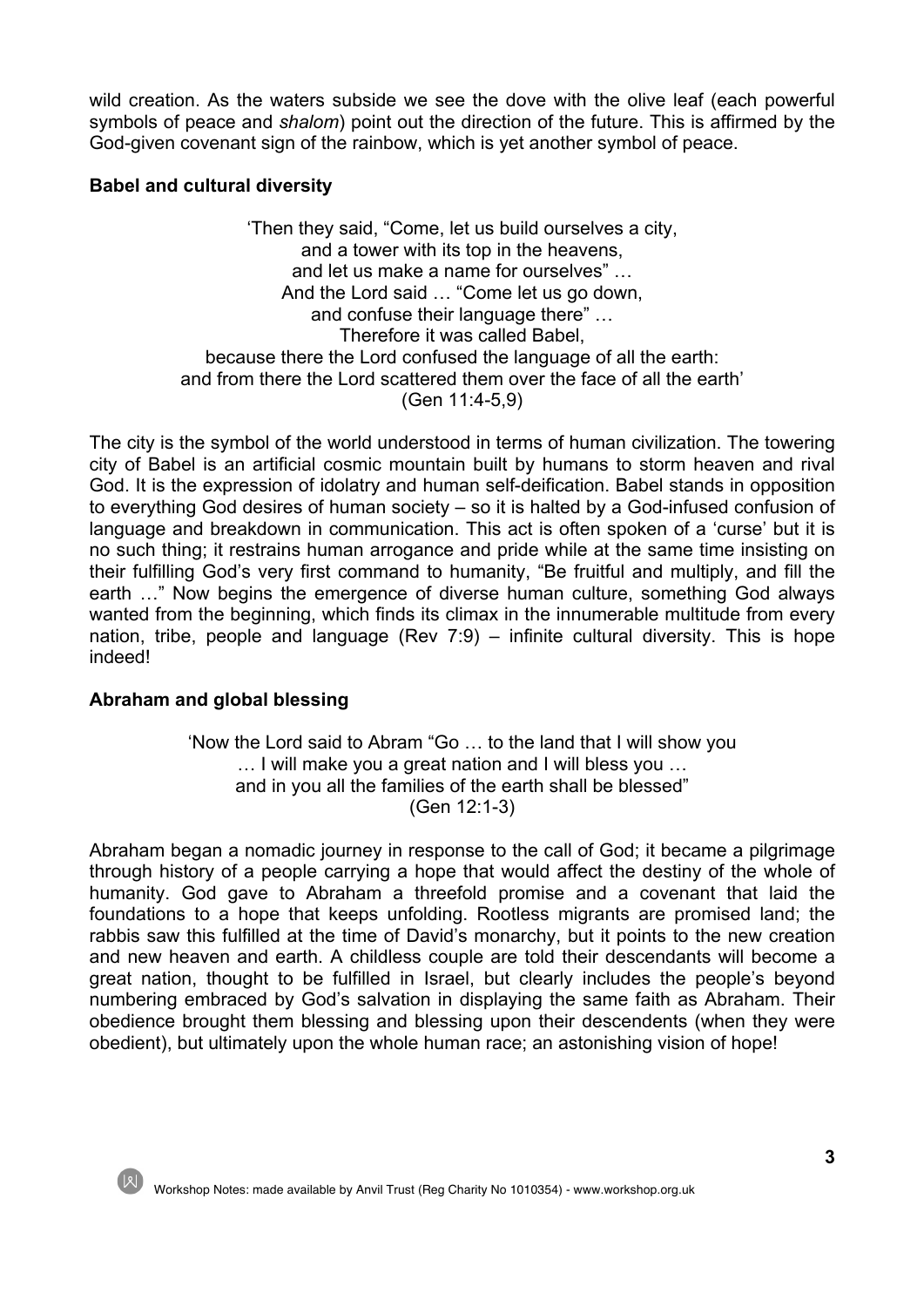wild creation. As the waters subside we see the dove with the olive leaf (each powerful symbols of peace and *shalom*) point out the direction of the future. This is affirmed by the God-given covenant sign of the rainbow, which is yet another symbol of peace.

**Babel and cultural diversity**

> 'Then they said, "Come, let us build ourselves a city,
> and a tower with its top in the heavens,
> and let us make a name for ourselves" …
> And the Lord said … "Come let us go down,
> and confuse their language there" …
> Therefore it was called Babel,
> because there the Lord confused the language of all the earth:
> and from there the Lord scattered them over the face of all the earth'
> (Gen 11:4-5,9)

The city is the symbol of the world understood in terms of human civilization. The towering city of Babel is an artificial cosmic mountain built by humans to storm heaven and rival God. It is the expression of idolatry and human self-deification. Babel stands in opposition to everything God desires of human society – so it is halted by a God-infused confusion of language and breakdown in communication. This act is often spoken of a 'curse' but it is no such thing; it restrains human arrogance and pride while at the same time insisting on their fulfilling God's very first command to humanity, "Be fruitful and multiply, and fill the earth …" Now begins the emergence of diverse human culture, something God always wanted from the beginning, which finds its climax in the innumerable multitude from every nation, tribe, people and language (Rev 7:9) – infinite cultural diversity. This is hope indeed!

**Abraham and global blessing**

> 'Now the Lord said to Abram "Go … to the land that I will show you
> … I will make you a great nation and I will bless you …
> and in you all the families of the earth shall be blessed"
> (Gen 12:1-3)

Abraham began a nomadic journey in response to the call of God; it became a pilgrimage through history of a people carrying a hope that would affect the destiny of the whole of humanity. God gave to Abraham a threefold promise and a covenant that laid the foundations to a hope that keeps unfolding. Rootless migrants are promised land; the rabbis saw this fulfilled at the time of David's monarchy, but it points to the new creation and new heaven and earth. A childless couple are told their descendants will become a great nation, thought to be fulfilled in Israel, but clearly includes the people's beyond numbering embraced by God's salvation in displaying the same faith as Abraham. Their obedience brought them blessing and blessing upon their descendents (when they were obedient), but ultimately upon the whole human race; an astonishing vision of hope!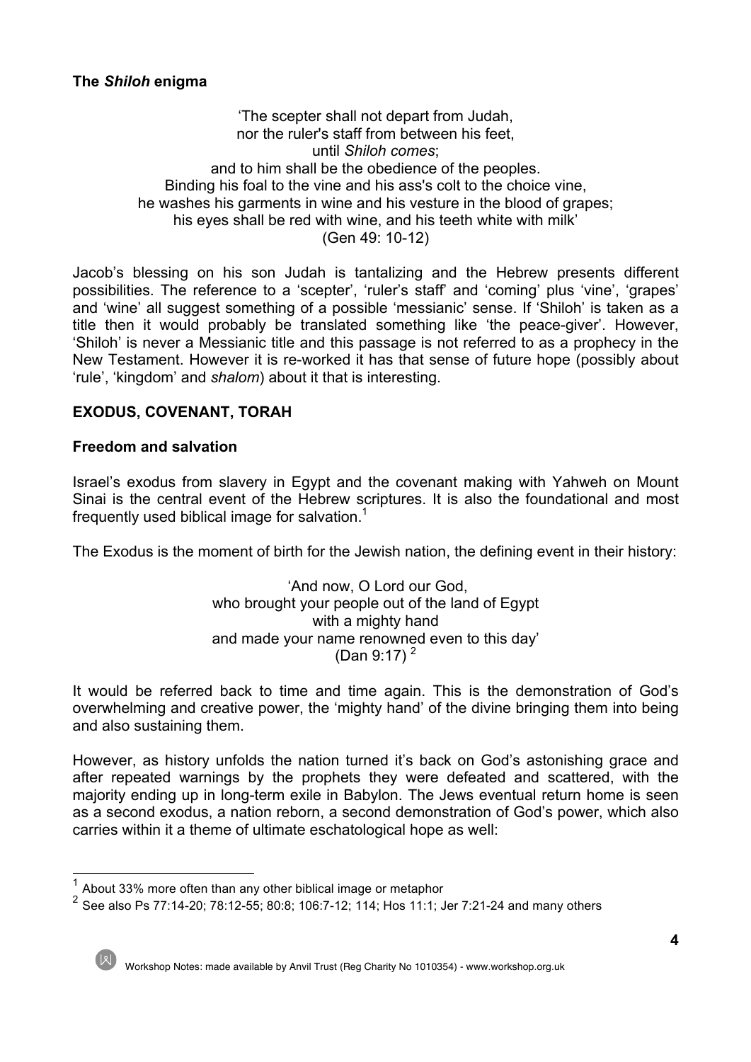### The *Shiloh* enigma

> 'The scepter shall not depart from Judah,
> nor the ruler's staff from between his feet,
> until *Shiloh comes*;
> and to him shall be the obedience of the peoples.
> Binding his foal to the vine and his ass's colt to the choice vine,
> he washes his garments in wine and his vesture in the blood of grapes;
> his eyes shall be red with wine, and his teeth white with milk'
> (Gen 49: 10-12)

Jacob's blessing on his son Judah is tantalizing and the Hebrew presents different possibilities. The reference to a 'scepter', 'ruler's staff' and 'coming' plus 'vine', 'grapes' and 'wine' all suggest something of a possible 'messianic' sense. If 'Shiloh' is taken as a title then it would probably be translated something like 'the peace-giver'. However, 'Shiloh' is never a Messianic title and this passage is not referred to as a prophecy in the New Testament. However it is re-worked it has that sense of future hope (possibly about 'rule', 'kingdom' and *shalom*) about it that is interesting.

## EXODUS, COVENANT, TORAH

### Freedom and salvation

Israel's exodus from slavery in Egypt and the covenant making with Yahweh on Mount Sinai is the central event of the Hebrew scriptures. It is also the foundational and most frequently used biblical image for salvation.[1]

The Exodus is the moment of birth for the Jewish nation, the defining event in their history:

> 'And now, O Lord our God,
> who brought your people out of the land of Egypt
> with a mighty hand
> and made your name renowned even to this day'
> (Dan 9:17) [2]

It would be referred back to time and time again. This is the demonstration of God's overwhelming and creative power, the 'mighty hand' of the divine bringing them into being and also sustaining them.

However, as history unfolds the nation turned it's back on God's astonishing grace and after repeated warnings by the prophets they were defeated and scattered, with the majority ending up in long-term exile in Babylon. The Jews eventual return home is seen as a second exodus, a nation reborn, a second demonstration of God's power, which also carries within it a theme of ultimate eschatological hope as well:

---

[1] About 33% more often than any other biblical image or metaphor

[2] See also Ps 77:14-20; 78:12-55; 80:8; 106:7-12; 114; Hos 11:1; Jer 7:21-24 and many others

Workshop Notes: made available by Anvil Trust (Reg Charity No 1010354) - www.workshop.org.uk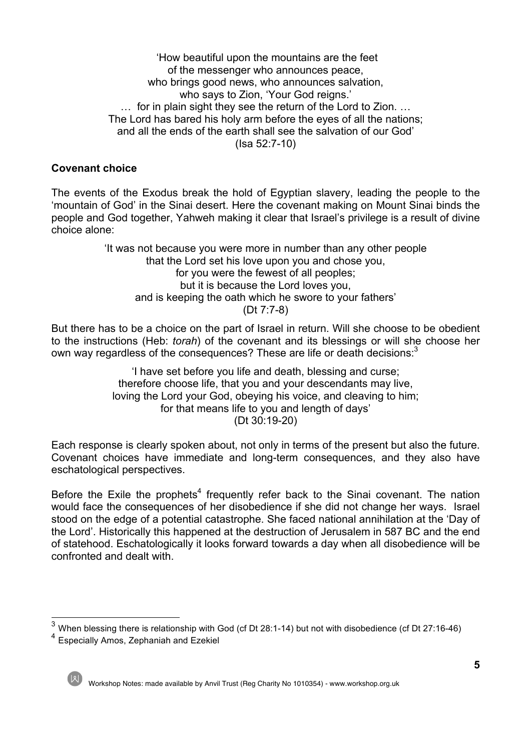'How beautiful upon the mountains are the feet
of the messenger who announces peace,
who brings good news, who announces salvation,
who says to Zion, 'Your God reigns.'
… for in plain sight they see the return of the Lord to Zion. …
The Lord has bared his holy arm before the eyes of all the nations;
and all the ends of the earth shall see the salvation of our God'
(Isa 52:7-10)

**Covenant choice**

The events of the Exodus break the hold of Egyptian slavery, leading the people to the 'mountain of God' in the Sinai desert. Here the covenant making on Mount Sinai binds the people and God together, Yahweh making it clear that Israel's privilege is a result of divine choice alone:

'It was not because you were more in number than any other people
that the Lord set his love upon you and chose you,
for you were the fewest of all peoples;
but it is because the Lord loves you,
and is keeping the oath which he swore to your fathers'
(Dt 7:7-8)

But there has to be a choice on the part of Israel in return. Will she choose to be obedient to the instructions (Heb: *torah*) of the covenant and its blessings or will she choose her own way regardless of the consequences? These are life or death decisions:[3]

'I have set before you life and death, blessing and curse;
therefore choose life, that you and your descendants may live,
loving the Lord your God, obeying his voice, and cleaving to him;
for that means life to you and length of days'
(Dt 30:19-20)

Each response is clearly spoken about, not only in terms of the present but also the future. Covenant choices have immediate and long-term consequences, and they also have eschatological perspectives.

Before the Exile the prophets[4] frequently refer back to the Sinai covenant. The nation would face the consequences of her disobedience if she did not change her ways. Israel stood on the edge of a potential catastrophe. She faced national annihilation at the 'Day of the Lord'. Historically this happened at the destruction of Jerusalem in 587 BC and the end of statehood. Eschatologically it looks forward towards a day when all disobedience will be confronted and dealt with.

---

[3] When blessing there is relationship with God (cf Dt 28:1-14) but not with disobedience (cf Dt 27:16-46)

[4] Especially Amos, Zephaniah and Ezekiel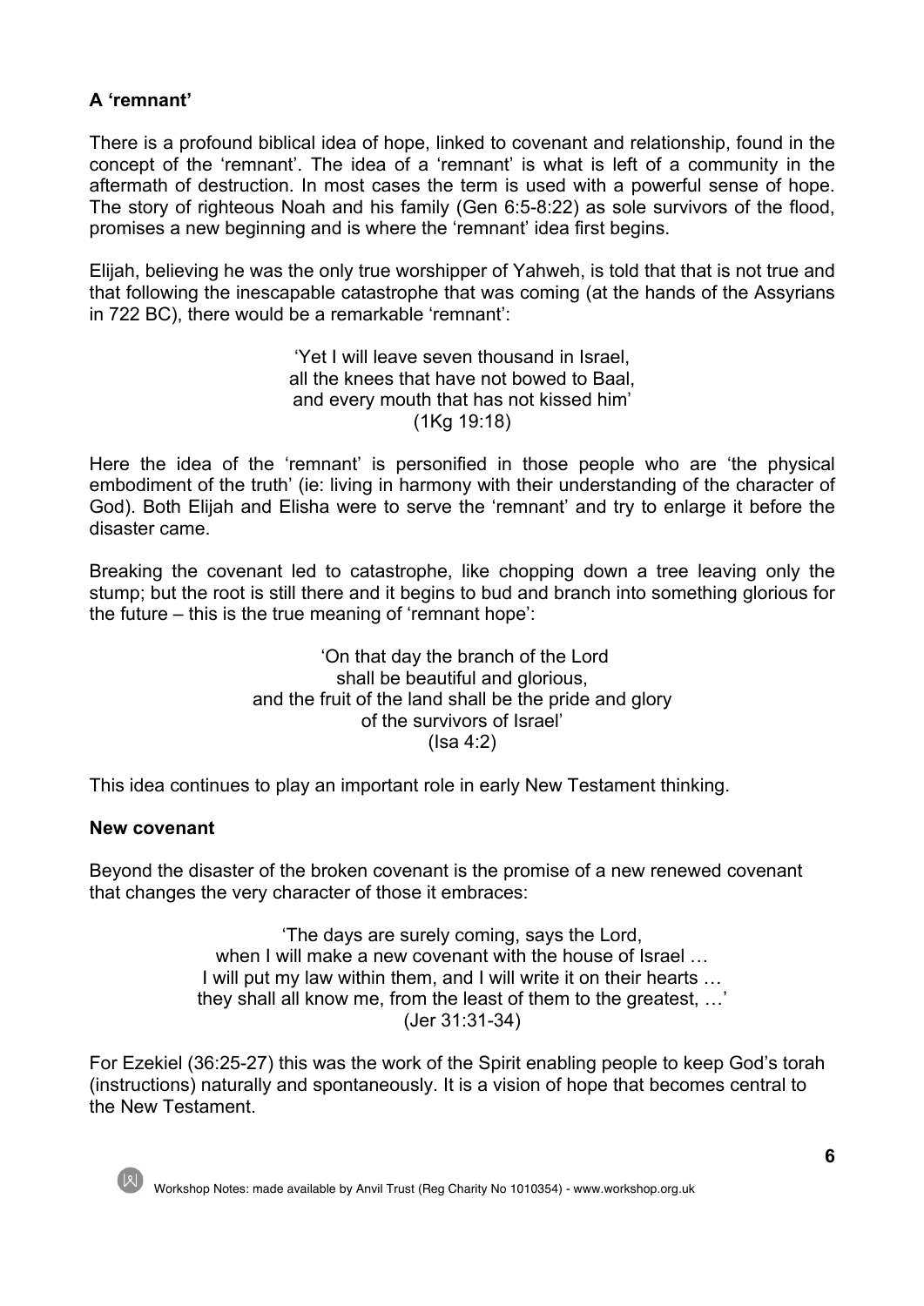**A 'remnant'**

There is a profound biblical idea of hope, linked to covenant and relationship, found in the concept of the 'remnant'. The idea of a 'remnant' is what is left of a community in the aftermath of destruction. In most cases the term is used with a powerful sense of hope. The story of righteous Noah and his family (Gen 6:5-8:22) as sole survivors of the flood, promises a new beginning and is where the 'remnant' idea first begins.

Elijah, believing he was the only true worshipper of Yahweh, is told that that is not true and that following the inescapable catastrophe that was coming (at the hands of the Assyrians in 722 BC), there would be a remarkable 'remnant':

> 'Yet I will leave seven thousand in Israel,
> all the knees that have not bowed to Baal,
> and every mouth that has not kissed him'
> (1Kg 19:18)

Here the idea of the 'remnant' is personified in those people who are 'the physical embodiment of the truth' (ie: living in harmony with their understanding of the character of God). Both Elijah and Elisha were to serve the 'remnant' and try to enlarge it before the disaster came.

Breaking the covenant led to catastrophe, like chopping down a tree leaving only the stump; but the root is still there and it begins to bud and branch into something glorious for the future – this is the true meaning of 'remnant hope':

> 'On that day the branch of the Lord
> shall be beautiful and glorious,
> and the fruit of the land shall be the pride and glory
> of the survivors of Israel'
> (Isa 4:2)

This idea continues to play an important role in early New Testament thinking.

**New covenant**

Beyond the disaster of the broken covenant is the promise of a new renewed covenant that changes the very character of those it embraces:

> 'The days are surely coming, says the Lord,
> when I will make a new covenant with the house of Israel …
> I will put my law within them, and I will write it on their hearts …
> they shall all know me, from the least of them to the greatest, …'
> (Jer 31:31-34)

For Ezekiel (36:25-27) this was the work of the Spirit enabling people to keep God's torah (instructions) naturally and spontaneously. It is a vision of hope that becomes central to the New Testament.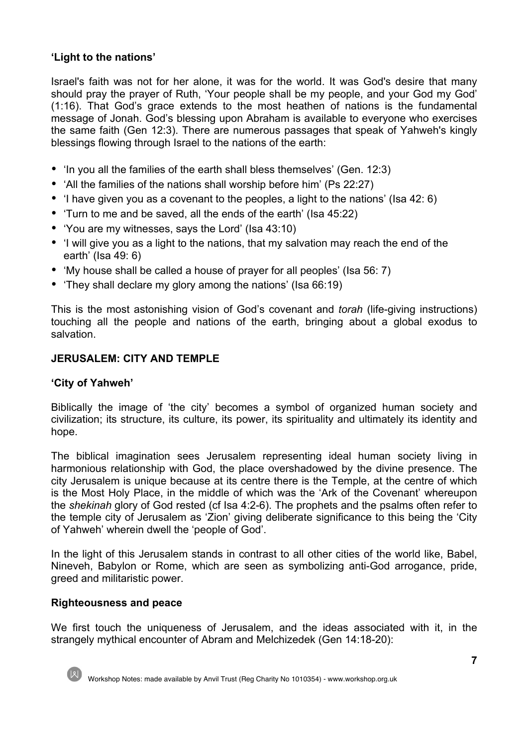**'Light to the nations'**

Israel's faith was not for her alone, it was for the world. It was God's desire that many should pray the prayer of Ruth, 'Your people shall be my people, and your God my God' (1:16). That God's grace extends to the most heathen of nations is the fundamental message of Jonah. God's blessing upon Abraham is available to everyone who exercises the same faith (Gen 12:3). There are numerous passages that speak of Yahweh's kingly blessings flowing through Israel to the nations of the earth:

- 'In you all the families of the earth shall bless themselves' (Gen. 12:3)
- 'All the families of the nations shall worship before him' (Ps 22:27)
- 'I have given you as a covenant to the peoples, a light to the nations' (Isa 42: 6)
- 'Turn to me and be saved, all the ends of the earth' (Isa 45:22)
- 'You are my witnesses, says the Lord' (Isa 43:10)
- 'I will give you as a light to the nations, that my salvation may reach the end of the earth' (Isa 49: 6)
- 'My house shall be called a house of prayer for all peoples' (Isa 56: 7)
- 'They shall declare my glory among the nations' (Isa 66:19)

This is the most astonishing vision of God's covenant and *torah* (life-giving instructions) touching all the people and nations of the earth, bringing about a global exodus to salvation.

## JERUSALEM: CITY AND TEMPLE

**'City of Yahweh'**

Biblically the image of 'the city' becomes a symbol of organized human society and civilization; its structure, its culture, its power, its spirituality and ultimately its identity and hope.

The biblical imagination sees Jerusalem representing ideal human society living in harmonious relationship with God, the place overshadowed by the divine presence. The city Jerusalem is unique because at its centre there is the Temple, at the centre of which is the Most Holy Place, in the middle of which was the 'Ark of the Covenant' whereupon the *shekinah* glory of God rested (cf Isa 4:2-6). The prophets and the psalms often refer to the temple city of Jerusalem as 'Zion' giving deliberate significance to this being the 'City of Yahweh' wherein dwell the 'people of God'.

In the light of this Jerusalem stands in contrast to all other cities of the world like, Babel, Nineveh, Babylon or Rome, which are seen as symbolizing anti-God arrogance, pride, greed and militaristic power.

**Righteousness and peace**

We first touch the uniqueness of Jerusalem, and the ideas associated with it, in the strangely mythical encounter of Abram and Melchizedek (Gen 14:18-20):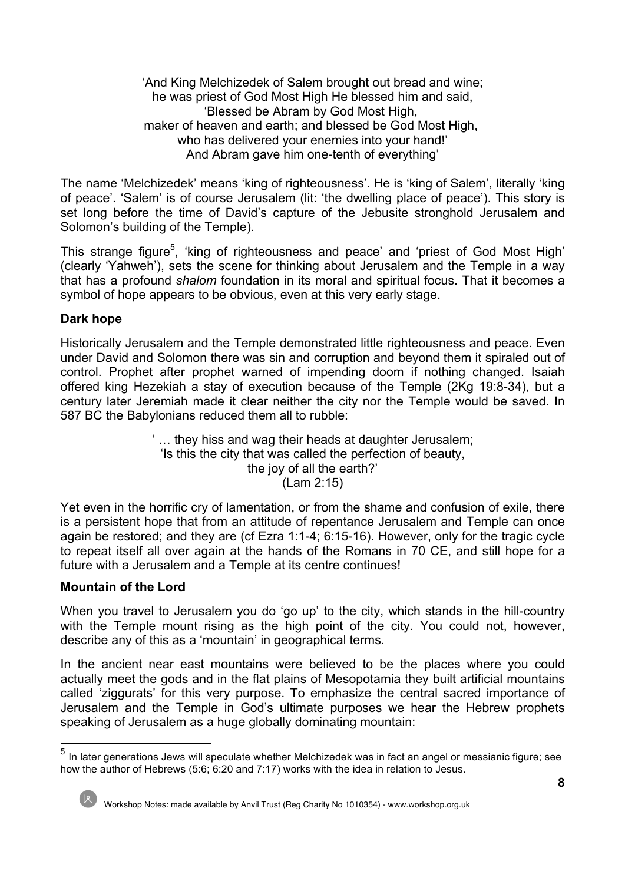'And King Melchizedek of Salem brought out bread and wine;  
he was priest of God Most High He blessed him and said,  
'Blessed be Abram by God Most High,  
maker of heaven and earth; and blessed be God Most High,  
who has delivered your enemies into your hand!'  
And Abram gave him one-tenth of everything'

The name 'Melchizedek' means 'king of righteousness'. He is 'king of Salem', literally 'king of peace'. 'Salem' is of course Jerusalem (lit: 'the dwelling place of peace'). This story is set long before the time of David's capture of the Jebusite stronghold Jerusalem and Solomon's building of the Temple).

This strange figure[5], 'king of righteousness and peace' and 'priest of God Most High' (clearly 'Yahweh'), sets the scene for thinking about Jerusalem and the Temple in a way that has a profound *shalom* foundation in its moral and spiritual focus. That it becomes a symbol of hope appears to be obvious, even at this very early stage.

**Dark hope**

Historically Jerusalem and the Temple demonstrated little righteousness and peace. Even under David and Solomon there was sin and corruption and beyond them it spiraled out of control. Prophet after prophet warned of impending doom if nothing changed. Isaiah offered king Hezekiah a stay of execution because of the Temple (2Kg 19:8-34), but a century later Jeremiah made it clear neither the city nor the Temple would be saved. In 587 BC the Babylonians reduced them all to rubble:

' … they hiss and wag their heads at daughter Jerusalem;  
'Is this the city that was called the perfection of beauty,  
the joy of all the earth?'  
(Lam 2:15)

Yet even in the horrific cry of lamentation, or from the shame and confusion of exile, there is a persistent hope that from an attitude of repentance Jerusalem and Temple can once again be restored; and they are (cf Ezra 1:1-4; 6:15-16). However, only for the tragic cycle to repeat itself all over again at the hands of the Romans in 70 CE, and still hope for a future with a Jerusalem and a Temple at its centre continues!

**Mountain of the Lord**

When you travel to Jerusalem you do 'go up' to the city, which stands in the hill-country with the Temple mount rising as the high point of the city. You could not, however, describe any of this as a 'mountain' in geographical terms.

In the ancient near east mountains were believed to be the places where you could actually meet the gods and in the flat plains of Mesopotamia they built artificial mountains called 'ziggurats' for this very purpose. To emphasize the central sacred importance of Jerusalem and the Temple in God's ultimate purposes we hear the Hebrew prophets speaking of Jerusalem as a huge globally dominating mountain:

---

[5] In later generations Jews will speculate whether Melchizedek was in fact an angel or messianic figure; see how the author of Hebrews (5:6; 6:20 and 7:17) works with the idea in relation to Jesus.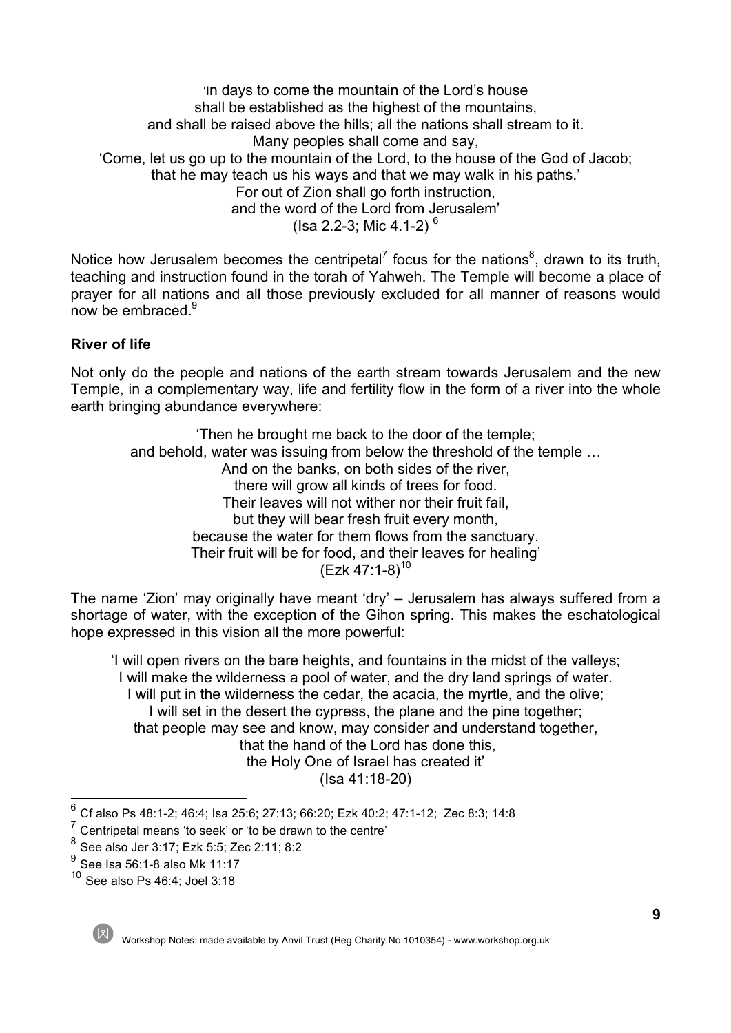'In days to come the mountain of the Lord's house
shall be established as the highest of the mountains,
and shall be raised above the hills; all the nations shall stream to it.
Many peoples shall come and say,
'Come, let us go up to the mountain of the Lord, to the house of the God of Jacob;
that he may teach us his ways and that we may walk in his paths.'
For out of Zion shall go forth instruction,
and the word of the Lord from Jerusalem'
(Isa 2.2-3; Mic 4.1-2) [6]

Notice how Jerusalem becomes the centripetal[7] focus for the nations[8], drawn to its truth, teaching and instruction found in the torah of Yahweh. The Temple will become a place of prayer for all nations and all those previously excluded for all manner of reasons would now be embraced.[9]

**River of life**

Not only do the people and nations of the earth stream towards Jerusalem and the new Temple, in a complementary way, life and fertility flow in the form of a river into the whole earth bringing abundance everywhere:

'Then he brought me back to the door of the temple;
and behold, water was issuing from below the threshold of the temple …
And on the banks, on both sides of the river,
there will grow all kinds of trees for food.
Their leaves will not wither nor their fruit fail,
but they will bear fresh fruit every month,
because the water for them flows from the sanctuary.
Their fruit will be for food, and their leaves for healing'
(Ezk 47:1-8)[10]

The name 'Zion' may originally have meant 'dry' – Jerusalem has always suffered from a shortage of water, with the exception of the Gihon spring. This makes the eschatological hope expressed in this vision all the more powerful:

'I will open rivers on the bare heights, and fountains in the midst of the valleys;
I will make the wilderness a pool of water, and the dry land springs of water.
I will put in the wilderness the cedar, the acacia, the myrtle, and the olive;
I will set in the desert the cypress, the plane and the pine together;
that people may see and know, may consider and understand together,
that the hand of the Lord has done this,
the Holy One of Israel has created it'
(Isa 41:18-20)

---

[6] Cf also Ps 48:1-2; 46:4; Isa 25:6; 27:13; 66:20; Ezk 40:2; 47:1-12; Zec 8:3; 14:8

[7] Centripetal means 'to seek' or 'to be drawn to the centre'

[8] See also Jer 3:17; Ezk 5:5; Zec 2:11; 8:2

[9] See Isa 56:1-8 also Mk 11:17

[10] See also Ps 46:4; Joel 3:18

Workshop Notes: made available by Anvil Trust (Reg Charity No 1010354) - www.workshop.org.uk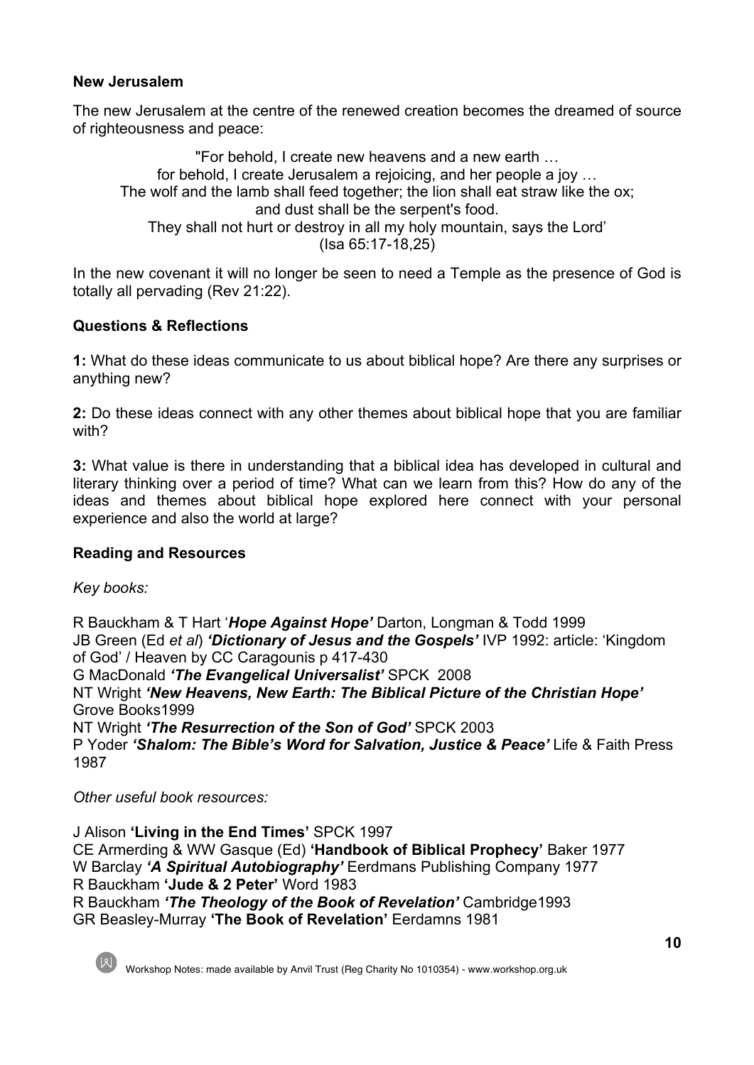**New Jerusalem**

The new Jerusalem at the centre of the renewed creation becomes the dreamed of source of righteousness and peace:

> "For behold, I create new heavens and a new earth …
> for behold, I create Jerusalem a rejoicing, and her people a joy …
> The wolf and the lamb shall feed together; the lion shall eat straw like the ox;
> and dust shall be the serpent's food.
> They shall not hurt or destroy in all my holy mountain, says the Lord'
> (Isa 65:17-18,25)

In the new covenant it will no longer be seen to need a Temple as the presence of God is totally all pervading (Rev 21:22).

**Questions & Reflections**

**1:** What do these ideas communicate to us about biblical hope? Are there any surprises or anything new?

**2:** Do these ideas connect with any other themes about biblical hope that you are familiar with?

**3:** What value is there in understanding that a biblical idea has developed in cultural and literary thinking over a period of time? What can we learn from this? How do any of the ideas and themes about biblical hope explored here connect with your personal experience and also the world at large?

**Reading and Resources**

*Key books:*

R Bauckham & T Hart '***Hope Against Hope'*** Darton, Longman & Todd 1999
JB Green (Ed *et al*) ***'Dictionary of Jesus and the Gospels'*** IVP 1992: article: 'Kingdom of God' / Heaven by CC Caragounis p 417-430
G MacDonald ***'The Evangelical Universalist'*** SPCK 2008
NT Wright ***'New Heavens, New Earth: The Biblical Picture of the Christian Hope'*** Grove Books1999
NT Wright ***'The Resurrection of the Son of God'*** SPCK 2003
P Yoder ***'Shalom: The Bible's Word for Salvation, Justice & Peace'*** Life & Faith Press 1987

*Other useful book resources:*

J Alison **'Living in the End Times'** SPCK 1997
CE Armerding & WW Gasque (Ed) **'Handbook of Biblical Prophecy'** Baker 1977
W Barclay ***'A Spiritual Autobiography'*** Eerdmans Publishing Company 1977
R Bauckham **'Jude & 2 Peter'** Word 1983
R Bauckham ***'The Theology of the Book of Revelation'*** Cambridge1993
GR Beasley-Murray **'The Book of Revelation'** Eerdamns 1981

Workshop Notes: made available by Anvil Trust (Reg Charity No 1010354) - www.workshop.org.uk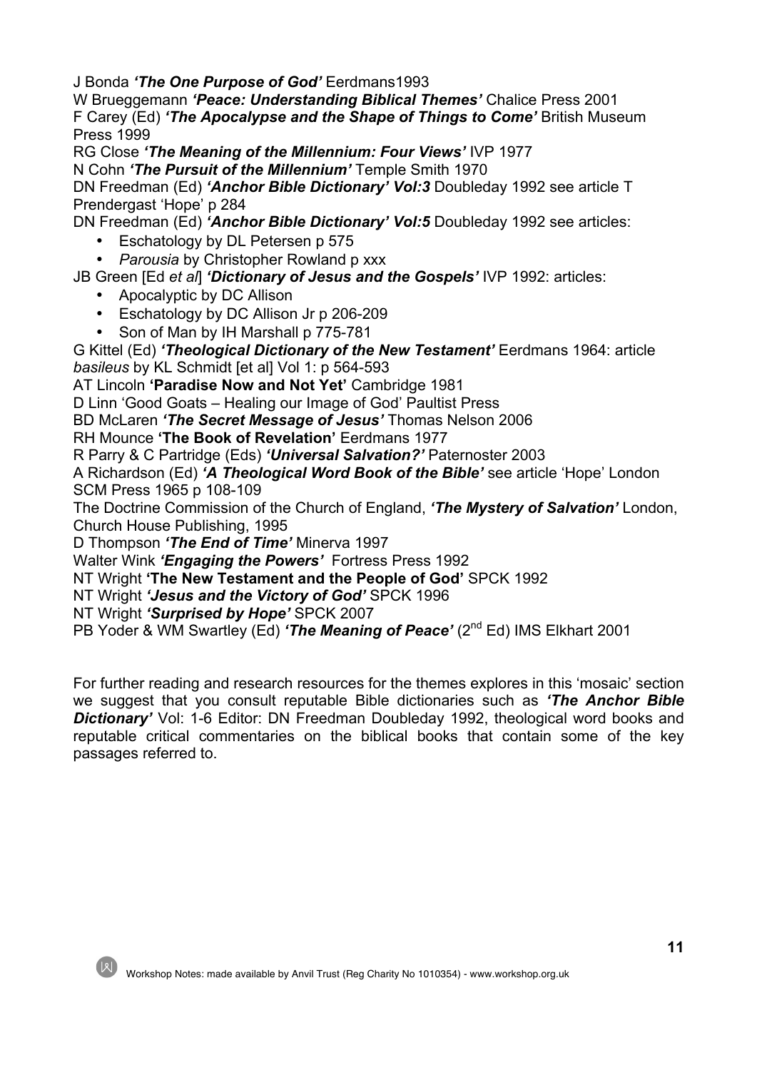J Bonda ***'The One Purpose of God'*** Eerdmans1993

W Brueggemann ***'Peace: Understanding Biblical Themes'*** Chalice Press 2001

F Carey (Ed) ***'The Apocalypse and the Shape of Things to Come'*** British Museum Press 1999

RG Close ***'The Meaning of the Millennium: Four Views'*** IVP 1977

N Cohn ***'The Pursuit of the Millennium'*** Temple Smith 1970

DN Freedman (Ed) ***'Anchor Bible Dictionary' Vol:3*** Doubleday 1992 see article T Prendergast 'Hope' p 284

DN Freedman (Ed) ***'Anchor Bible Dictionary' Vol:5*** Doubleday 1992 see articles:

- Eschatology by DL Petersen p 575
- *Parousia* by Christopher Rowland p xxx

JB Green [Ed *et al*] ***'Dictionary of Jesus and the Gospels'*** IVP 1992: articles:

- Apocalyptic by DC Allison
- Eschatology by DC Allison Jr p 206-209
- Son of Man by IH Marshall p 775-781

G Kittel (Ed) ***'Theological Dictionary of the New Testament'*** Eerdmans 1964: article *basileus* by KL Schmidt [et al] Vol 1: p 564-593

AT Lincoln **'Paradise Now and Not Yet'** Cambridge 1981

D Linn 'Good Goats – Healing our Image of God' Paultist Press

BD McLaren ***'The Secret Message of Jesus'*** Thomas Nelson 2006

RH Mounce **'The Book of Revelation'** Eerdmans 1977

R Parry & C Partridge (Eds) ***'Universal Salvation?'*** Paternoster 2003

A Richardson (Ed) ***'A Theological Word Book of the Bible'*** see article 'Hope' London SCM Press 1965 p 108-109

The Doctrine Commission of the Church of England, ***'The Mystery of Salvation'*** London, Church House Publishing, 1995

D Thompson ***'The End of Time'*** Minerva 1997

Walter Wink ***'Engaging the Powers'*** Fortress Press 1992

NT Wright **'The New Testament and the People of God'** SPCK 1992

NT Wright ***'Jesus and the Victory of God'*** SPCK 1996

NT Wright ***'Surprised by Hope'*** SPCK 2007

PB Yoder & WM Swartley (Ed) ***'The Meaning of Peace'*** (2nd Ed) IMS Elkhart 2001

For further reading and research resources for the themes explores in this 'mosaic' section we suggest that you consult reputable Bible dictionaries such as ***'The Anchor Bible Dictionary'*** Vol: 1-6 Editor: DN Freedman Doubleday 1992, theological word books and reputable critical commentaries on the biblical books that contain some of the key passages referred to.